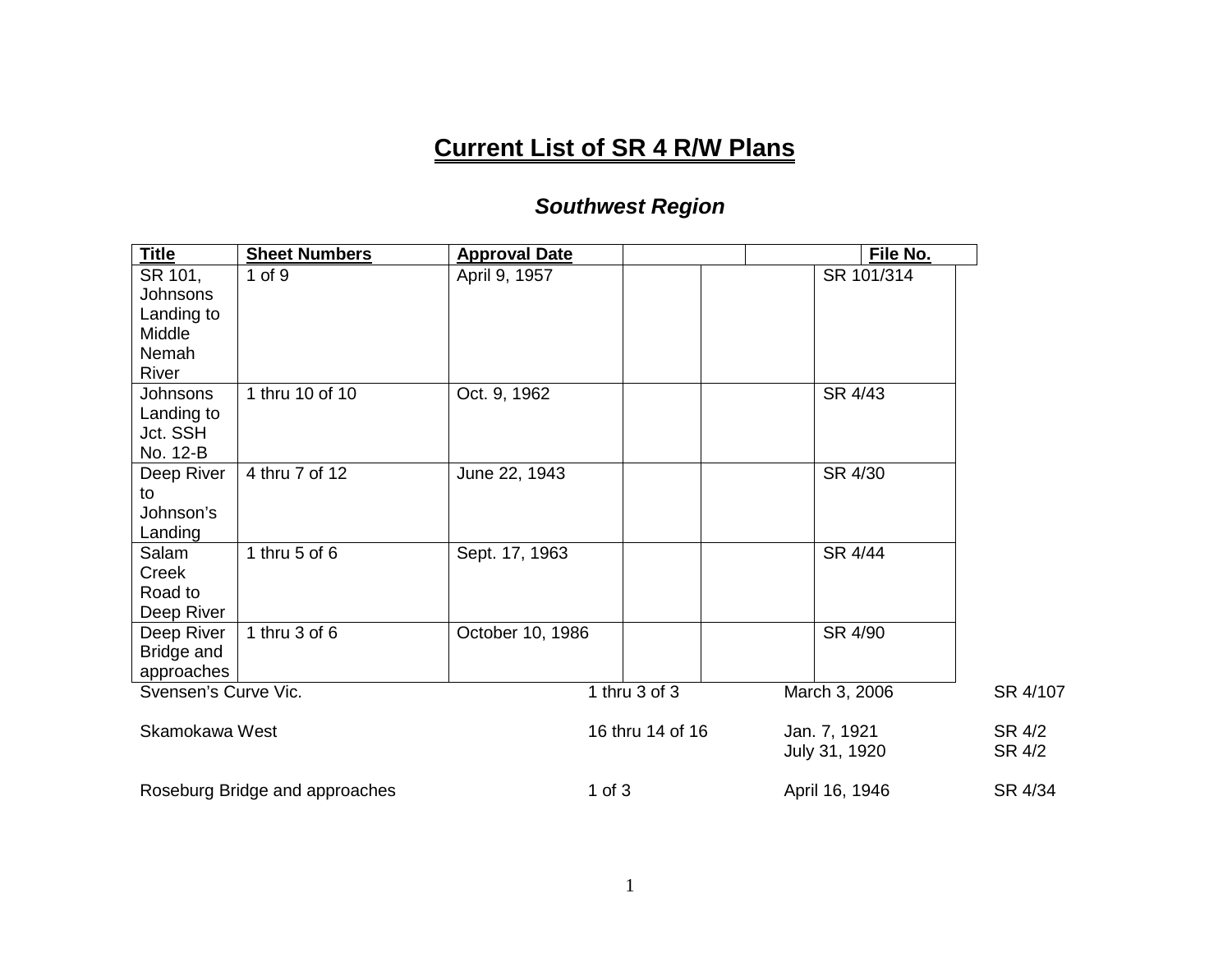# Current List of SR 4 R/W Plans

## *Southwest Region*

| Title | Sheet Numbers | Approval Date | File No. |
|---|---|---|---|
| SR 101, Johnsons Landing to Middle Nemah River | 1 of 9 | April 9, 1957 | SR 101/314 |
| Johnsons Landing to Jct. SSH No. 12-B | 1 thru 10 of 10 | Oct. 9, 1962 | SR 4/43 |
| Deep River to Johnson's Landing | 4 thru 7 of 12 | June 22, 1943 | SR 4/30 |
| Salam Creek Road to Deep River | 1 thru 5 of 6 | Sept. 17, 1963 | SR 4/44 |
| Deep River Bridge and approaches | 1 thru 3 of 6 | October 10, 1986 | SR 4/90 |
| Svensen's Curve Vic. | 1 thru 3 of 3 | March 3, 2006 | SR 4/107 |
| Skamokawa West | 16 thru 14 of 16 | Jan. 7, 1921<br>July 31, 1920 | SR 4/2<br>SR 4/2 |
| Roseburg Bridge and approaches | 1 of 3 | April 16, 1946 | SR 4/34 |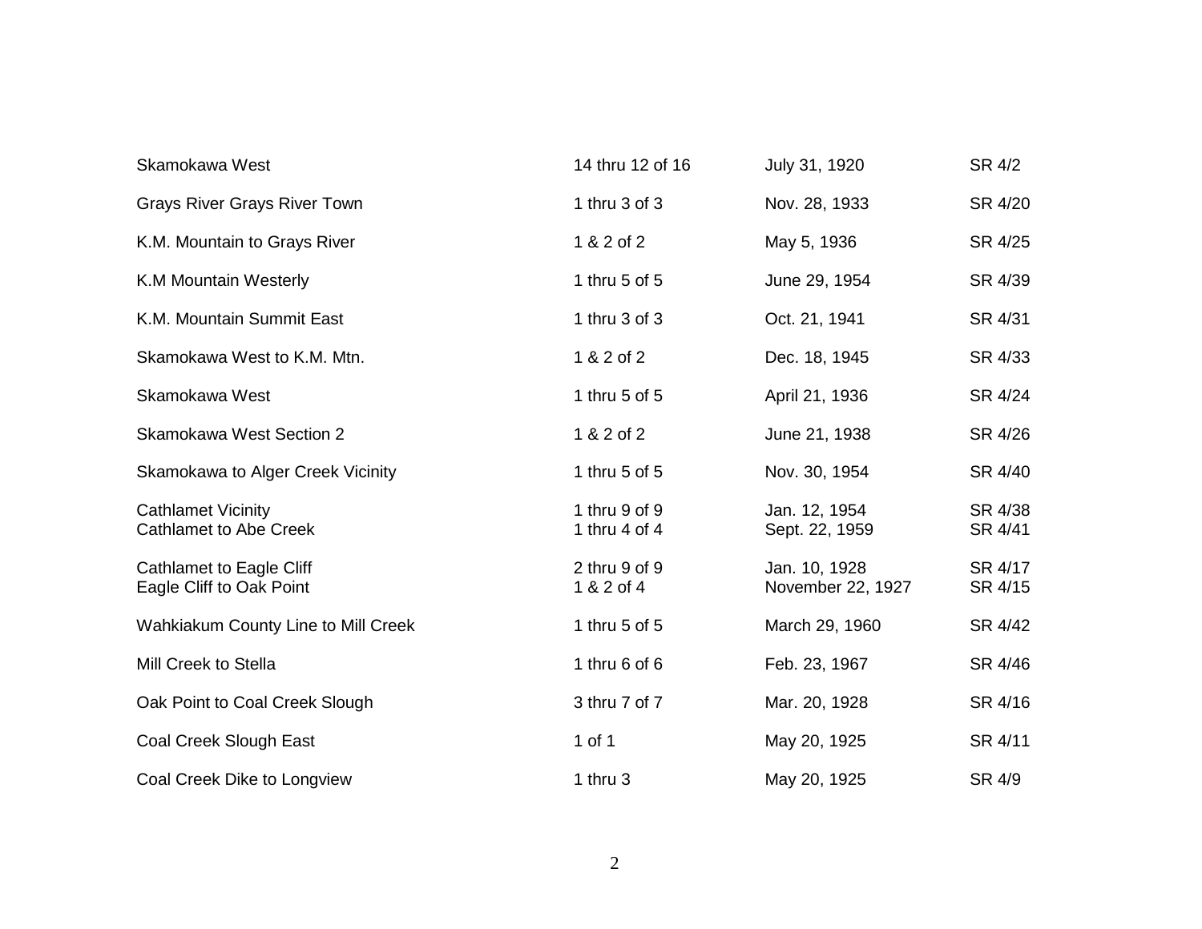| | | | |
|---|---|---|---|
| Skamokawa West | 14 thru 12 of 16 | July 31, 1920 | SR 4/2 |
| Grays River Grays River Town | 1 thru 3 of 3 | Nov. 28, 1933 | SR 4/20 |
| K.M. Mountain to Grays River | 1 & 2 of 2 | May 5, 1936 | SR 4/25 |
| K.M Mountain Westerly | 1 thru 5 of 5 | June 29, 1954 | SR 4/39 |
| K.M. Mountain Summit East | 1 thru 3 of 3 | Oct. 21, 1941 | SR 4/31 |
| Skamokawa West to K.M. Mtn. | 1 & 2 of 2 | Dec. 18, 1945 | SR 4/33 |
| Skamokawa West | 1 thru 5 of 5 | April 21, 1936 | SR 4/24 |
| Skamokawa West Section 2 | 1 & 2 of 2 | June 21, 1938 | SR 4/26 |
| Skamokawa to Alger Creek Vicinity | 1 thru 5 of 5 | Nov. 30, 1954 | SR 4/40 |
| Cathlamet Vicinity | 1 thru 9 of 9 | Jan. 12, 1954 | SR 4/38 |
| Cathlamet to Abe Creek | 1 thru 4 of 4 | Sept. 22, 1959 | SR 4/41 |
| Cathlamet to Eagle Cliff | 2 thru 9 of 9 | Jan. 10, 1928 | SR 4/17 |
| Eagle Cliff to Oak Point | 1 & 2 of 4 | November 22, 1927 | SR 4/15 |
| Wahkiakum County Line to Mill Creek | 1 thru 5 of 5 | March 29, 1960 | SR 4/42 |
| Mill Creek to Stella | 1 thru 6 of 6 | Feb. 23, 1967 | SR 4/46 |
| Oak Point to Coal Creek Slough | 3 thru 7 of 7 | Mar. 20, 1928 | SR 4/16 |
| Coal Creek Slough East | 1 of 1 | May 20, 1925 | SR 4/11 |
| Coal Creek Dike to Longview | 1 thru 3 | May 20, 1925 | SR 4/9 |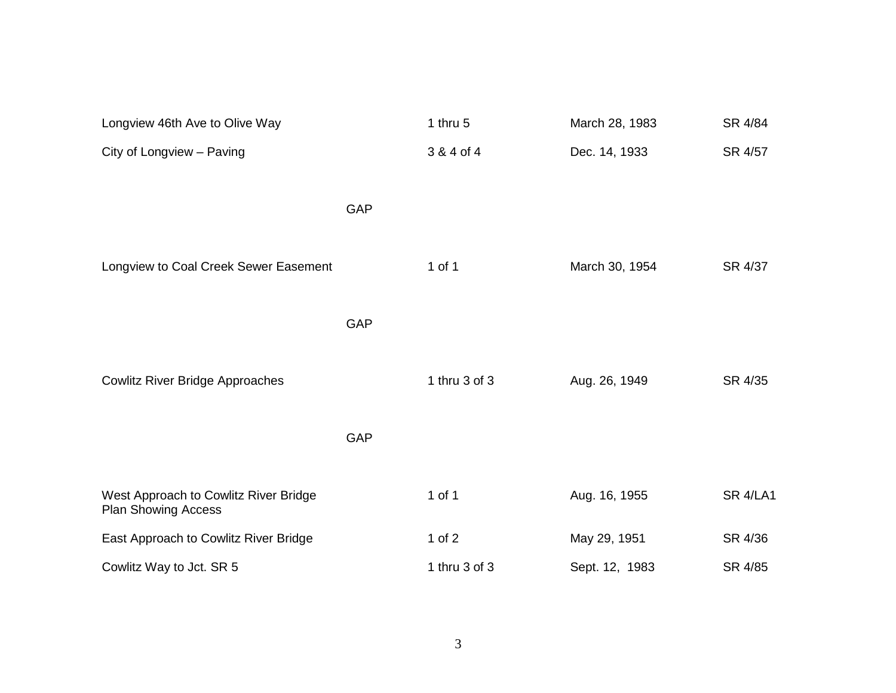| | | | |
|---|---|---|---|
| Longview 46th Ave to Olive Way | 1 thru 5 | March 28, 1983 | SR 4/84 |
| City of Longview – Paving | 3 & 4 of 4 | Dec. 14, 1933 | SR 4/57 |
| GAP | | | |
| Longview to Coal Creek Sewer Easement | 1 of 1 | March 30, 1954 | SR 4/37 |
| GAP | | | |
| Cowlitz River Bridge Approaches | 1 thru 3 of 3 | Aug. 26, 1949 | SR 4/35 |
| GAP | | | |
| West Approach to Cowlitz River Bridge Plan Showing Access | 1 of 1 | Aug. 16, 1955 | SR 4/LA1 |
| East Approach to Cowlitz River Bridge | 1 of 2 | May 29, 1951 | SR 4/36 |
| Cowlitz Way to Jct. SR 5 | 1 thru 3 of 3 | Sept. 12, 1983 | SR 4/85 |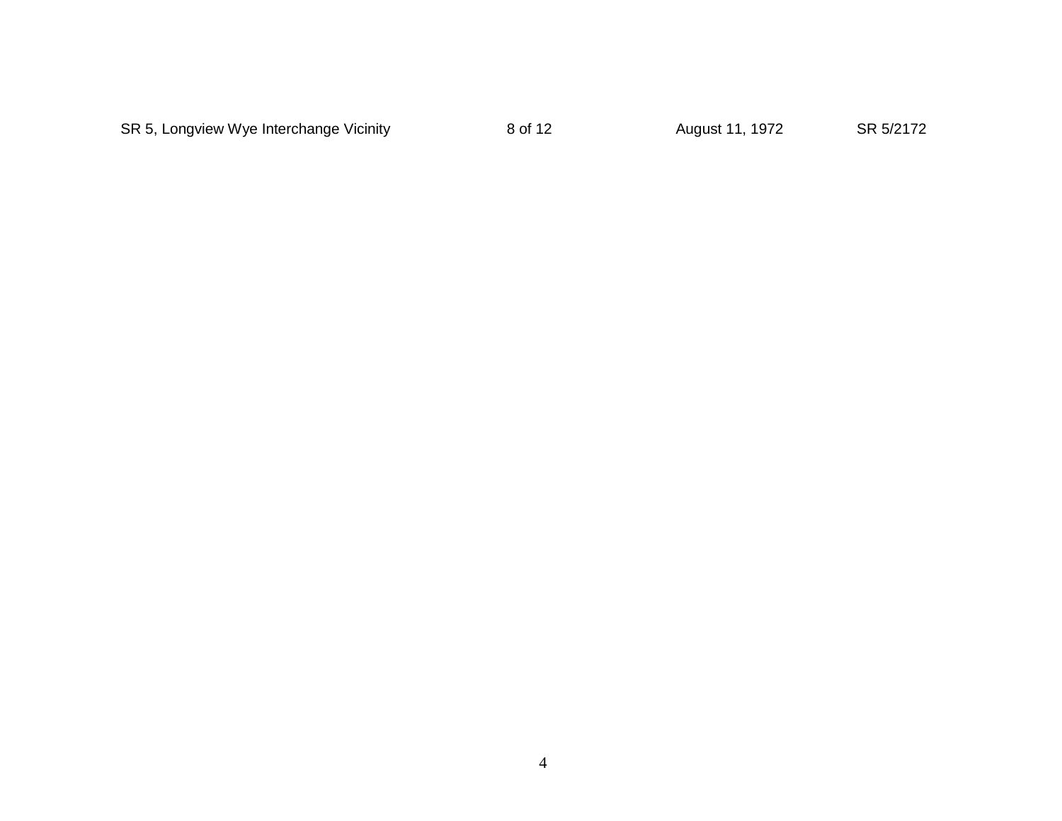| | | | |
|---|---|---|---|
| SR 5, Longview Wye Interchange Vicinity | 8 of 12 | August 11, 1972 | SR 5/2172 |